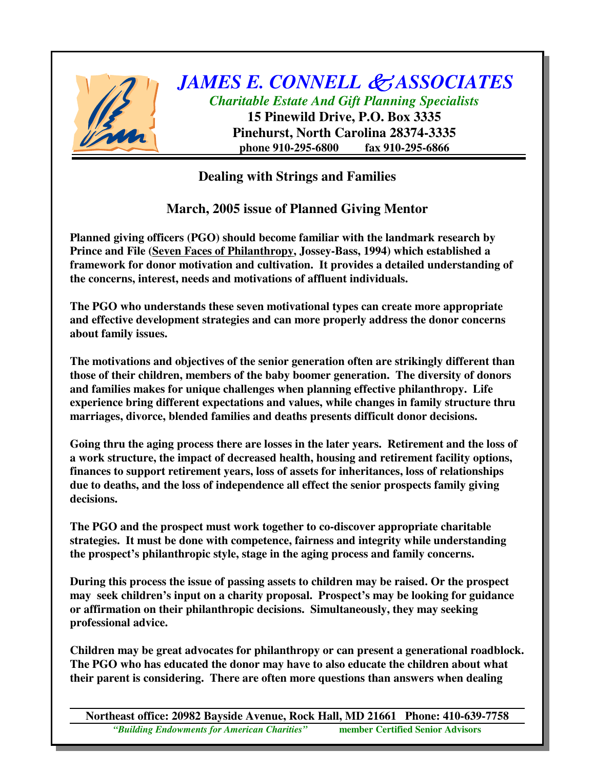# *JAMES E. CONNELL & ASSOCIATES*

***Charitable Estate And Gift Planning Specialists***

**15 Pinewild Drive, P.O. Box 3335**
**Pinehurst, North Carolina 28374-3335**
**phone 910-295-6800 fax 910-295-6866**

## Dealing with Strings and Families

## March, 2005 issue of Planned Giving Mentor

**Planned giving officers (PGO) should become familiar with the landmark research by Prince and File (Seven Faces of Philanthropy, Jossey-Bass, 1994) which established a framework for donor motivation and cultivation. It provides a detailed understanding of the concerns, interest, needs and motivations of affluent individuals.**

**The PGO who understands these seven motivational types can create more appropriate and effective development strategies and can more properly address the donor concerns about family issues.**

**The motivations and objectives of the senior generation often are strikingly different than those of their children, members of the baby boomer generation. The diversity of donors and families makes for unique challenges when planning effective philanthropy. Life experience bring different expectations and values, while changes in family structure thru marriages, divorce, blended families and deaths presents difficult donor decisions.**

**Going thru the aging process there are losses in the later years. Retirement and the loss of a work structure, the impact of decreased health, housing and retirement facility options, finances to support retirement years, loss of assets for inheritances, loss of relationships due to deaths, and the loss of independence all effect the senior prospects family giving decisions.**

**The PGO and the prospect must work together to co-discover appropriate charitable strategies. It must be done with competence, fairness and integrity while understanding the prospect's philanthropic style, stage in the aging process and family concerns.**

**During this process the issue of passing assets to children may be raised. Or the prospect may seek children's input on a charity proposal. Prospect's may be looking for guidance or affirmation on their philanthropic decisions. Simultaneously, they may seeking professional advice.**

**Children may be great advocates for philanthropy or can present a generational roadblock. The PGO who has educated the donor may have to also educate the children about what their parent is considering. There are often more questions than answers when dealing**

**Northeast office: 20982 Bayside Avenue, Rock Hall, MD 21661 Phone: 410-639-7758**
***"Building Endowments for American Charities"*** **member Certified Senior Advisors**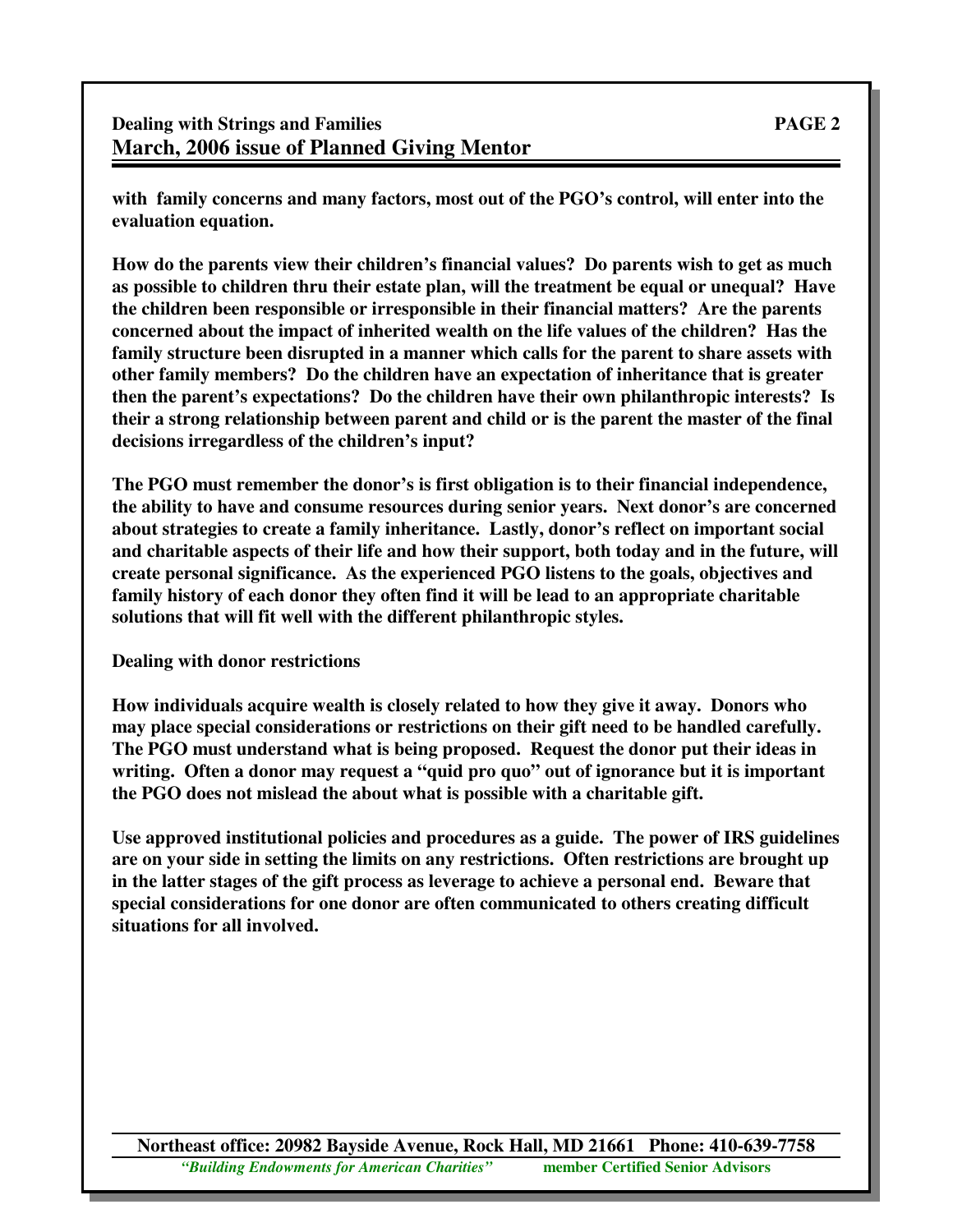with family concerns and many factors, most out of the PGO's control, will enter into the evaluation equation.

How do the parents view their children's financial values? Do parents wish to get as much as possible to children thru their estate plan, will the treatment be equal or unequal? Have the children been responsible or irresponsible in their financial matters? Are the parents concerned about the impact of inherited wealth on the life values of the children? Has the family structure been disrupted in a manner which calls for the parent to share assets with other family members? Do the children have an expectation of inheritance that is greater then the parent's expectations? Do the children have their own philanthropic interests? Is their a strong relationship between parent and child or is the parent the master of the final decisions irregardless of the children's input?

The PGO must remember the donor's is first obligation is to their financial independence, the ability to have and consume resources during senior years. Next donor's are concerned about strategies to create a family inheritance. Lastly, donor's reflect on important social and charitable aspects of their life and how their support, both today and in the future, will create personal significance. As the experienced PGO listens to the goals, objectives and family history of each donor they often find it will be lead to an appropriate charitable solutions that will fit well with the different philanthropic styles.

## Dealing with donor restrictions

How individuals acquire wealth is closely related to how they give it away. Donors who may place special considerations or restrictions on their gift need to be handled carefully. The PGO must understand what is being proposed. Request the donor put their ideas in writing. Often a donor may request a "quid pro quo" out of ignorance but it is important the PGO does not mislead the about what is possible with a charitable gift.

Use approved institutional policies and procedures as a guide. The power of IRS guidelines are on your side in setting the limits on any restrictions. Often restrictions are brought up in the latter stages of the gift process as leverage to achieve a personal end. Beware that special considerations for one donor are often communicated to others creating difficult situations for all involved.